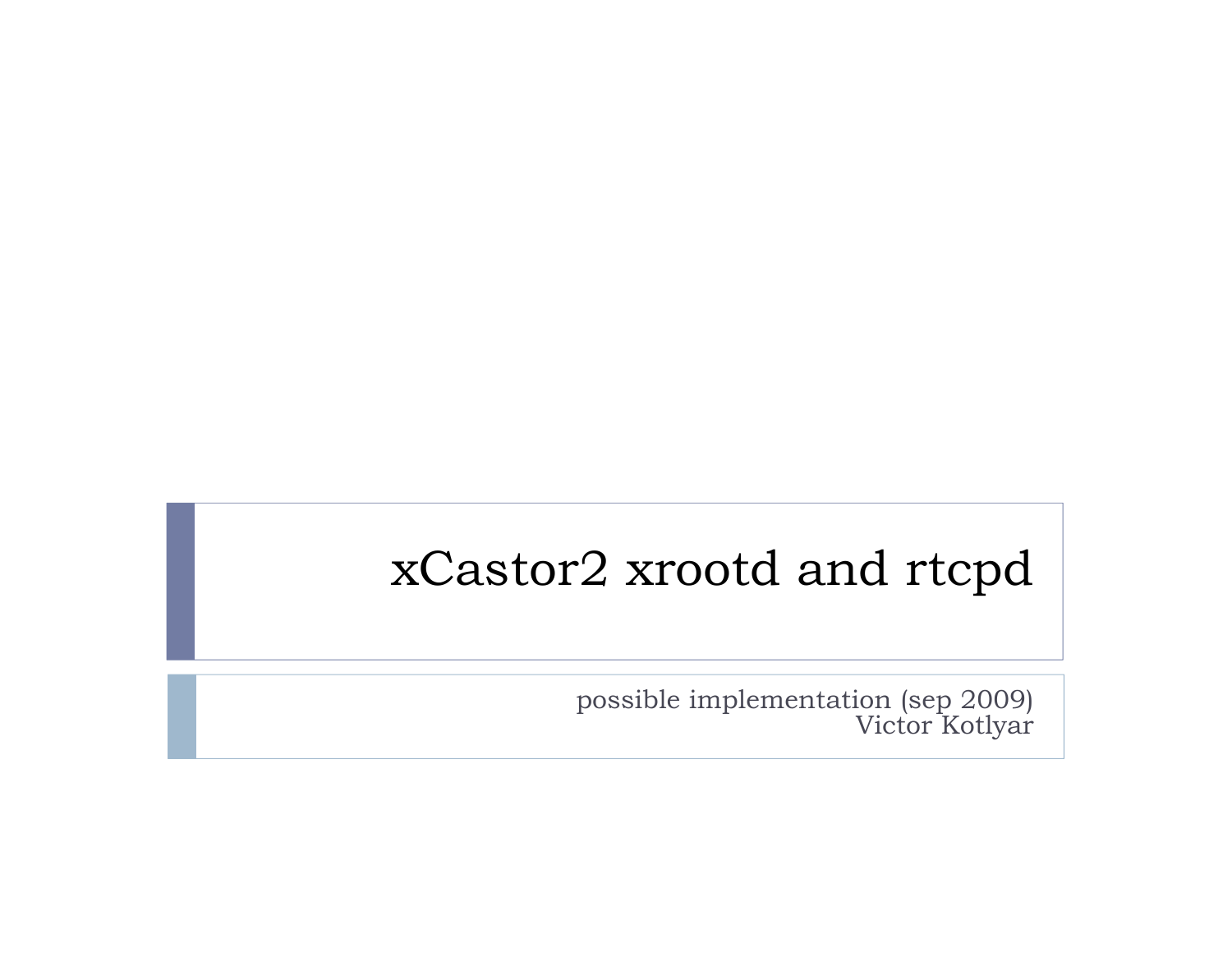# xCastor2 xrootd and rtcpd

possible implementation (sep 2009)
Victor Kotlyar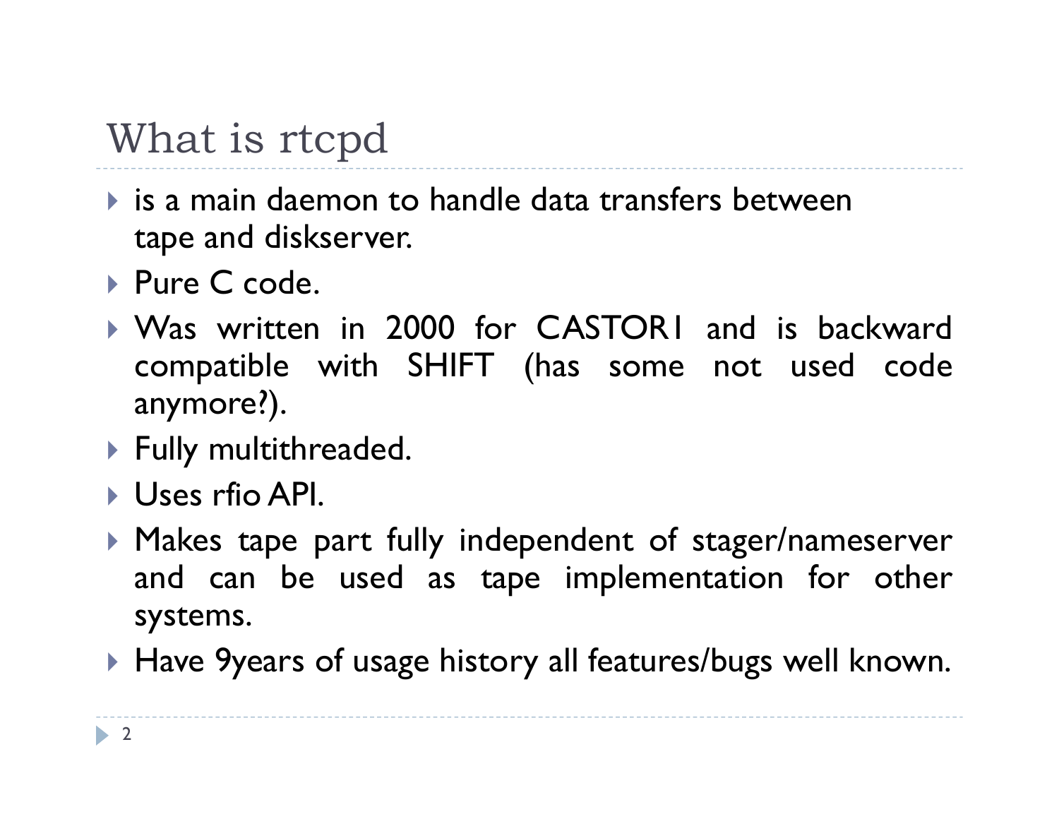# What is rtcpd

- is a main daemon to handle data transfers between tape and diskserver.
- Pure C code.
- Was written in 2000 for CASTOR1 and is backward compatible with SHIFT (has some not used code anymore?).
- Fully multithreaded.
- Uses rfio API.
- Makes tape part fully independent of stager/nameserver and can be used as tape implementation for other systems.
- Have 9years of usage history all features/bugs well known.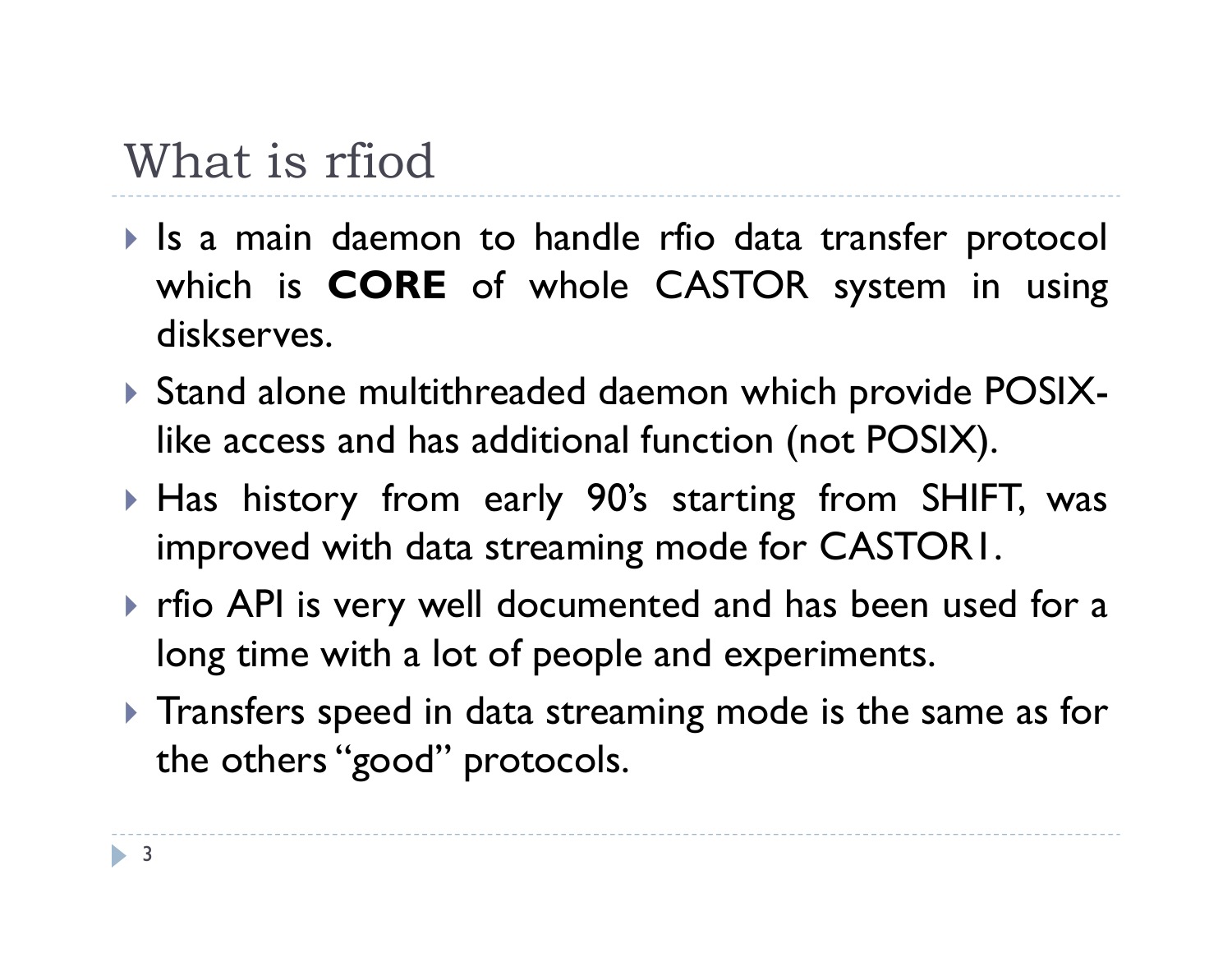# What is rfiod

- Is a main daemon to handle rfio data transfer protocol which is **CORE** of whole CASTOR system in using diskserves.
- Stand alone multithreaded daemon which provide POSIX-like access and has additional function (not POSIX).
- Has history from early 90's starting from SHIFT, was improved with data streaming mode for CASTOR1.
- rfio API is very well documented and has been used for a long time with a lot of people and experiments.
- Transfers speed in data streaming mode is the same as for the others "good" protocols.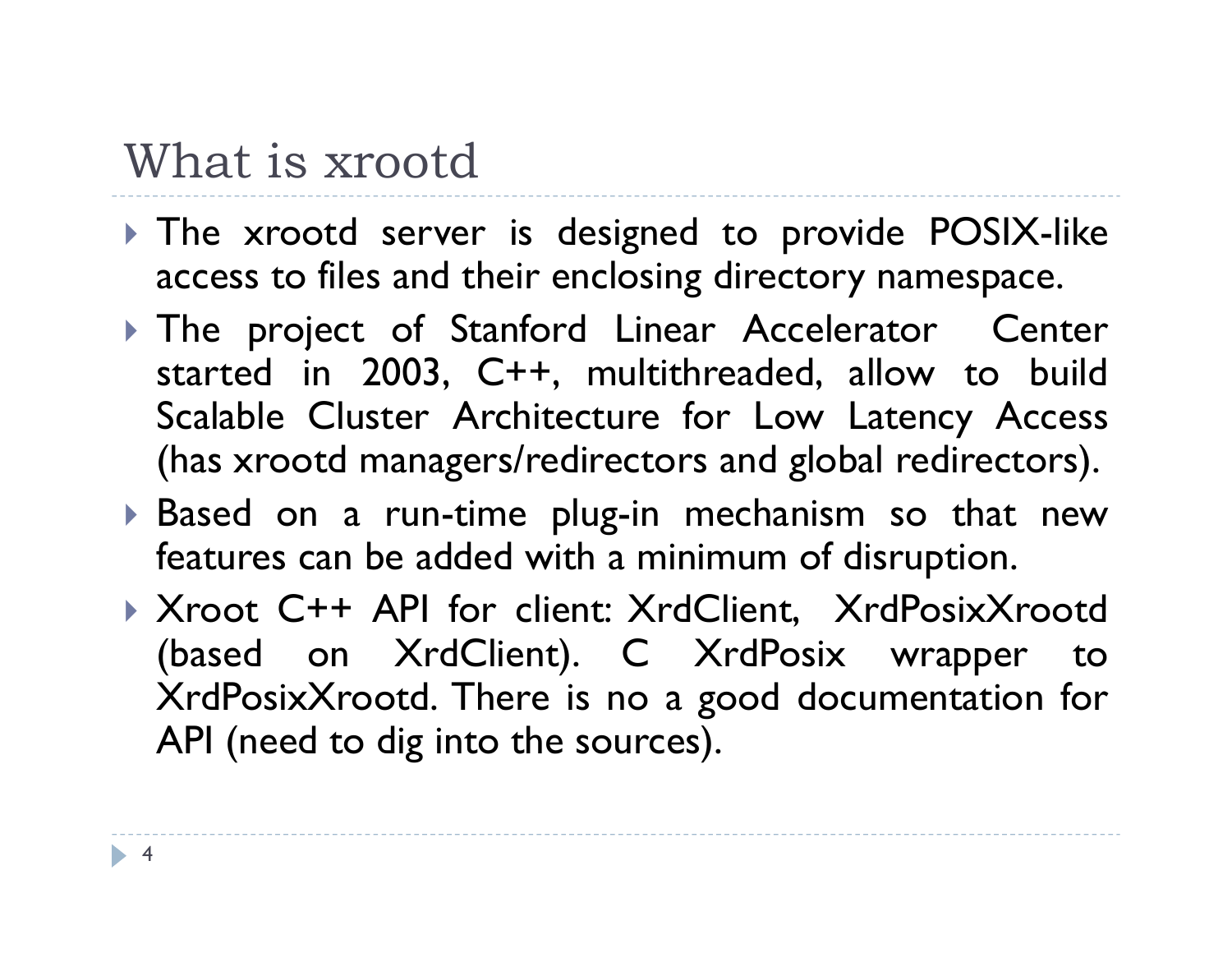# What is xrootd

- The xrootd server is designed to provide POSIX-like access to files and their enclosing directory namespace.
- The project of Stanford Linear Accelerator Center started in 2003, C++, multithreaded, allow to build Scalable Cluster Architecture for Low Latency Access (has xrootd managers/redirectors and global redirectors).
- Based on a run-time plug-in mechanism so that new features can be added with a minimum of disruption.
- Xroot C++ API for client: XrdClient, XrdPosixXrootd (based on XrdClient). C XrdPosix wrapper to XrdPosixXrootd. There is no a good documentation for API (need to dig into the sources).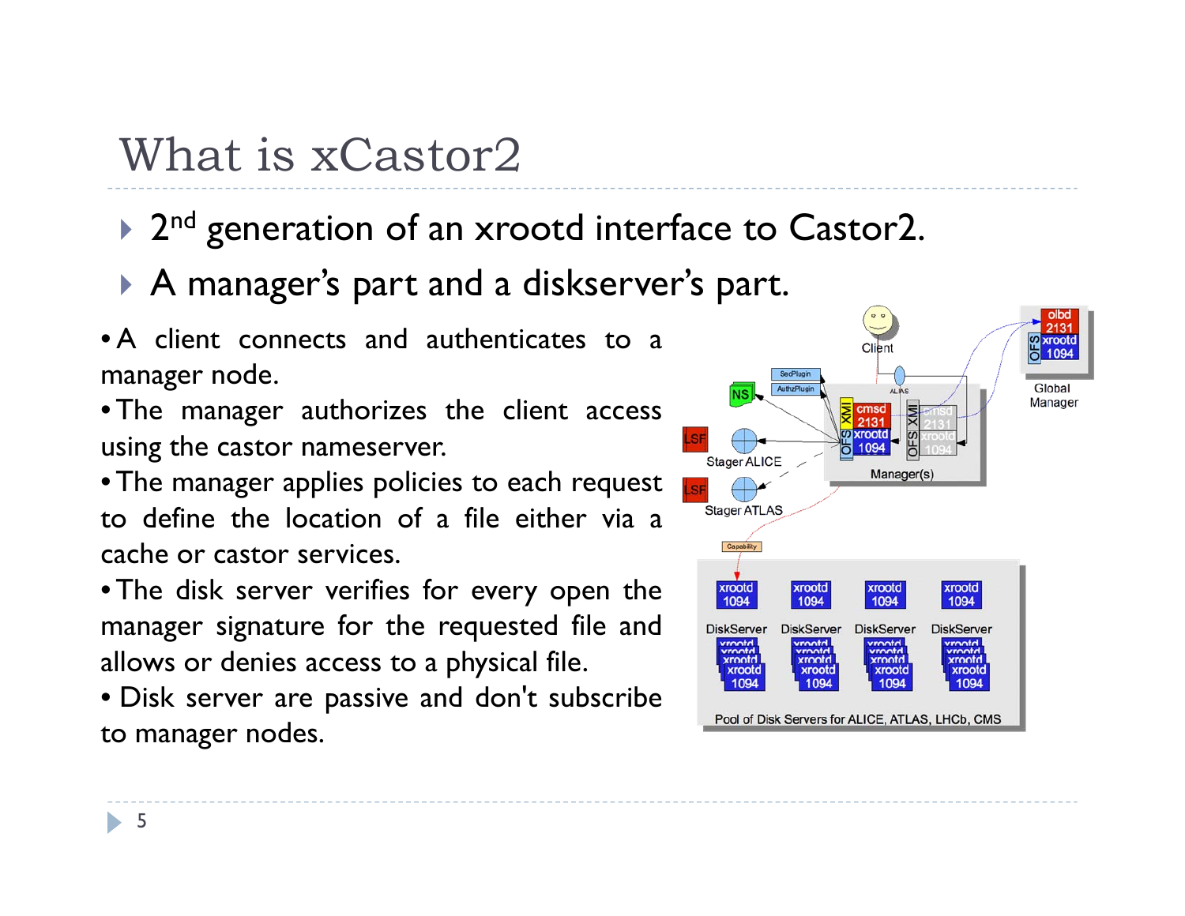# What is xCastor2

- 2nd generation of an xrootd interface to Castor2.
- A manager's part and a diskserver's part.

- A client connects and authenticates to a manager node.
- The manager authorizes the client access using the castor nameserver.
- The manager applies policies to each request to define the location of a file either via a cache or castor services.
- The disk server verifies for every open the manager signature for the requested file and allows or denies access to a physical file.
- Disk server are passive and don't subscribe to manager nodes.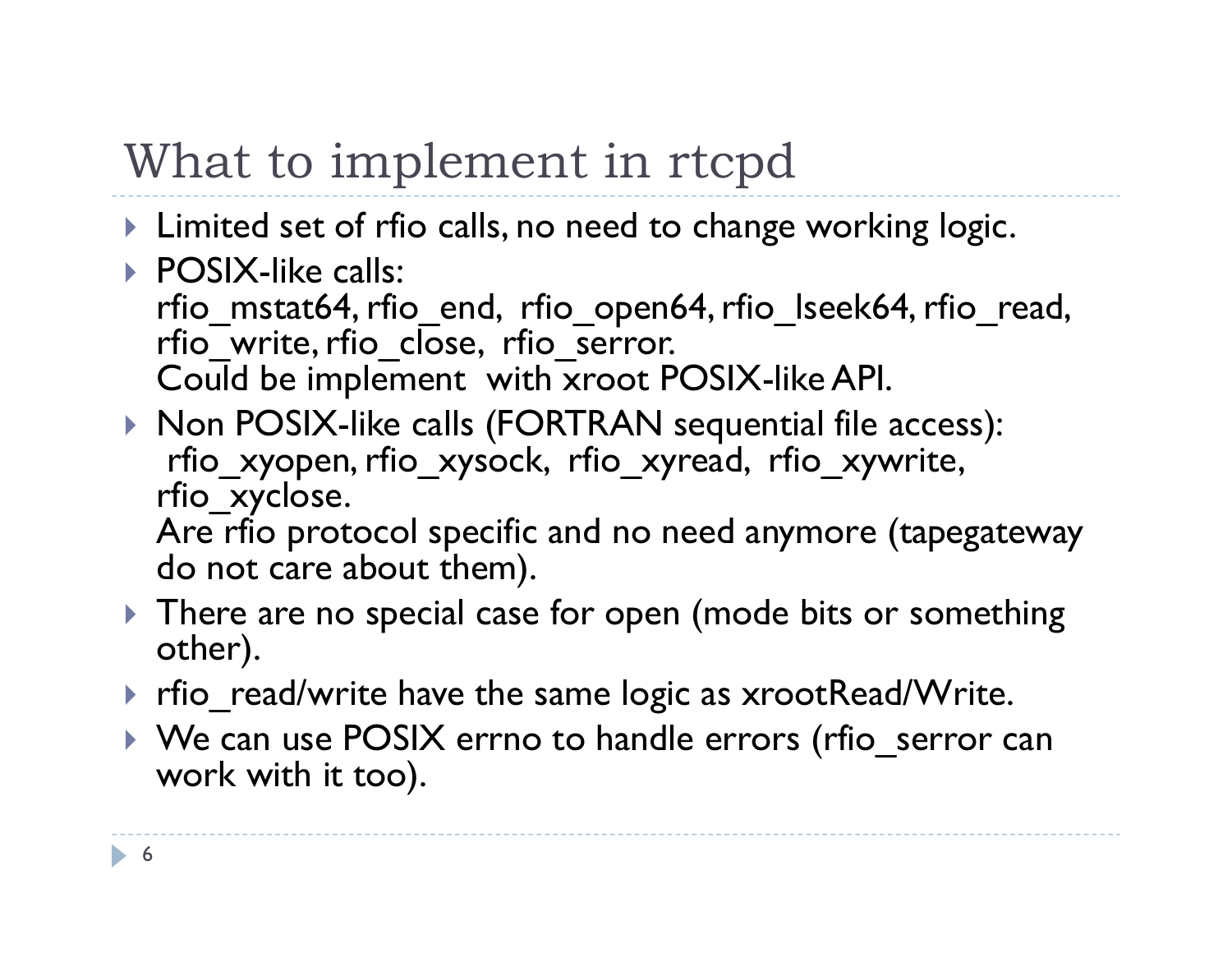# What to implement in rtcpd

- Limited set of rfio calls, no need to change working logic.
- POSIX-like calls:
  rfio_mstat64, rfio_end, rfio_open64, rfio_lseek64, rfio_read, rfio_write, rfio_close, rfio_serror.
  Could be implement with xroot POSIX-like API.
- Non POSIX-like calls (FORTRAN sequential file access):
  rfio_xyopen, rfio_xysock, rfio_xyread, rfio_xywrite, rfio_xyclose.
  Are rfio protocol specific and no need anymore (tapegateway do not care about them).
- There are no special case for open (mode bits or something other).
- rfio_read/write have the same logic as xrootRead/Write.
- We can use POSIX errno to handle errors (rfio_serror can work with it too).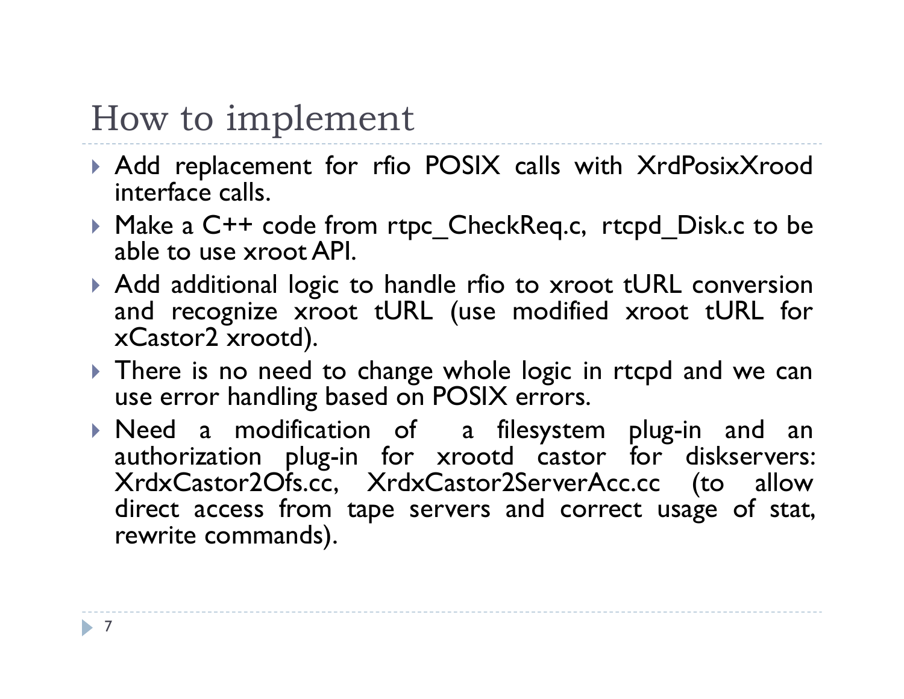# How to implement

- Add replacement for rfio POSIX calls with XrdPosixXrood interface calls.
- Make a C++ code from rtpc_CheckReq.c, rtcpd_Disk.c to be able to use xroot API.
- Add additional logic to handle rfio to xroot tURL conversion and recognize xroot tURL (use modified xroot tURL for xCastor2 xrootd).
- There is no need to change whole logic in rtcpd and we can use error handling based on POSIX errors.
- Need a modification of a filesystem plug-in and an authorization plug-in for xrootd castor for diskservers: XrdxCastor2Ofs.cc, XrdxCastor2ServerAcc.cc (to allow direct access from tape servers and correct usage of stat, rewrite commands).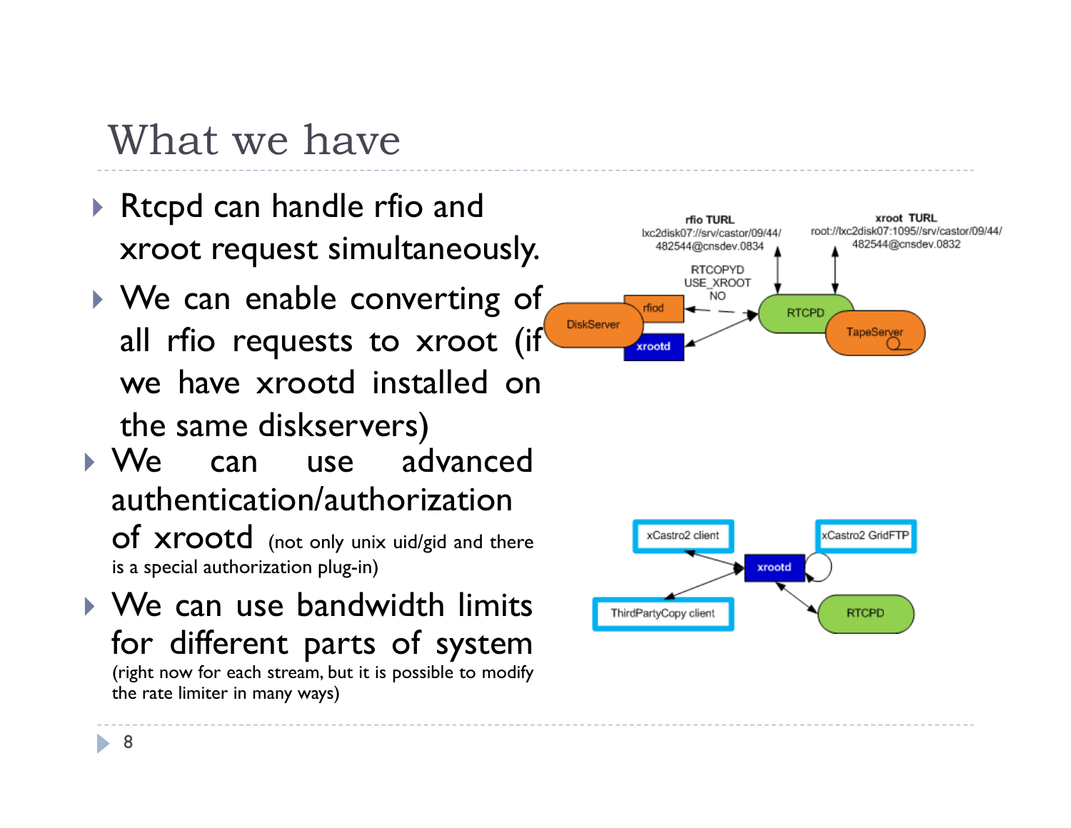# What we have

- Rtcpd can handle rfio and xroot request simultaneously.
- We can enable converting of all rfio requests to xroot (if we have xrootd installed on the same diskservers)
- We can use advanced authentication/authorization of xrootd (not only unix uid/gid and there is a special authorization plug-in)
- We can use bandwidth limits for different parts of system (right now for each stream, but it is possible to modify the rate limiter in many ways)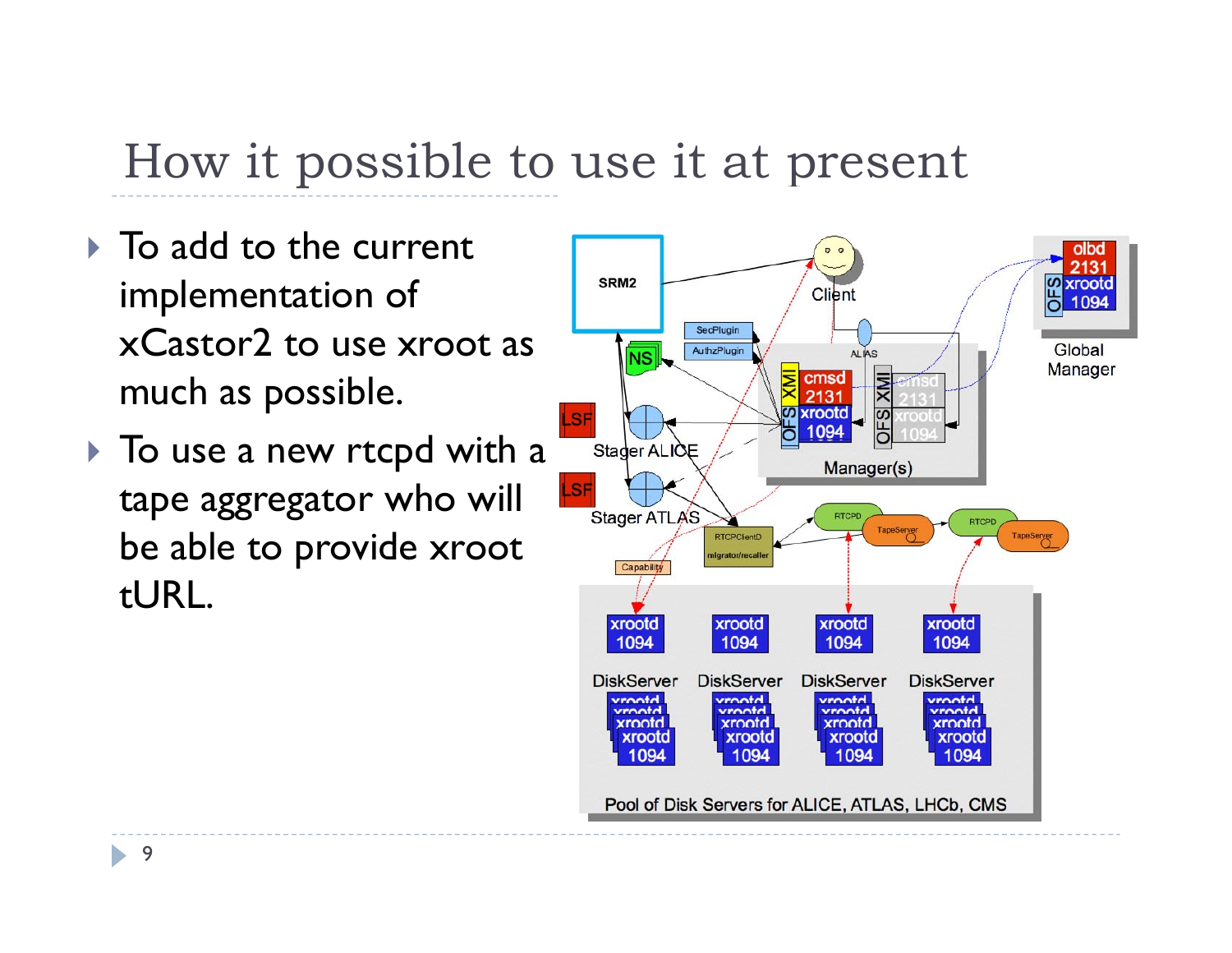# How it possible to use it at present

- To add to the current implementation of xCastor2 to use xroot as much as possible.
- To use a new rtcpd with a tape aggregator who will be able to provide xroot tURL.

SRM2
Client
Global Manager
olbd 2131
OFS xrootd 1094
SecPlugin
AuthzPlugin
ALIAS
NS
XMI cmsd 2131
OFS xrootd 1094
XMI cmsd 2131
OFS xrootd 1094
LSF
Stager ALICE
Manager(s)
LSF
Stager ATLAS
RTCPD
TapeServer
RTCPD
TapeServer
RTCPClientD migrator/recaller
Capability
xrootd 1094
xrootd 1094
xrootd 1094
xrootd 1094
DiskServer
DiskServer
DiskServer
DiskServer
xrootd 1094
xrootd 1094
xrootd 1094
xrootd 1094
Pool of Disk Servers for ALICE, ATLAS, LHCb, CMS